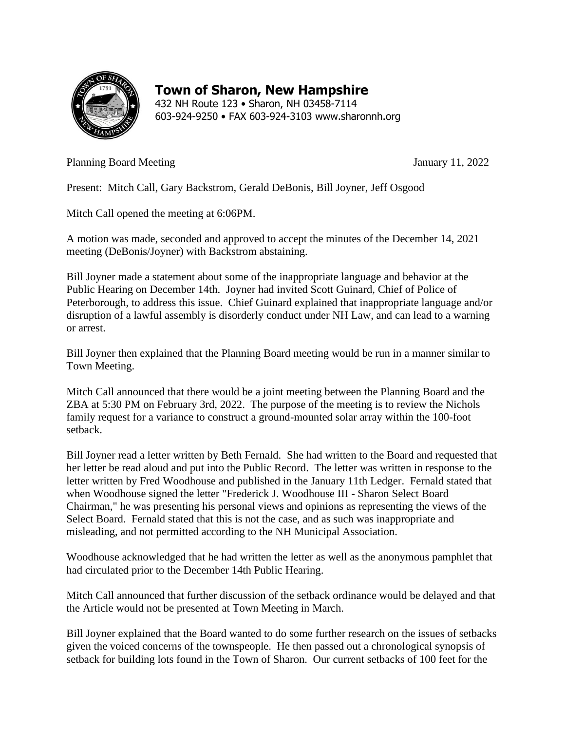# Town of Sharon, New Hampshire

432 NH Route 123 • Sharon, NH 03458-7114
603-924-9250 • FAX 603-924-3103 www.sharonnh.org

Planning Board Meeting January 11, 2022

Present: Mitch Call, Gary Backstrom, Gerald DeBonis, Bill Joyner, Jeff Osgood

Mitch Call opened the meeting at 6:06PM.

A motion was made, seconded and approved to accept the minutes of the December 14, 2021 meeting (DeBonis/Joyner) with Backstrom abstaining.

Bill Joyner made a statement about some of the inappropriate language and behavior at the Public Hearing on December 14th. Joyner had invited Scott Guinard, Chief of Police of Peterborough, to address this issue. Chief Guinard explained that inappropriate language and/or disruption of a lawful assembly is disorderly conduct under NH Law, and can lead to a warning or arrest.

Bill Joyner then explained that the Planning Board meeting would be run in a manner similar to Town Meeting.

Mitch Call announced that there would be a joint meeting between the Planning Board and the ZBA at 5:30 PM on February 3rd, 2022. The purpose of the meeting is to review the Nichols family request for a variance to construct a ground-mounted solar array within the 100-foot setback.

Bill Joyner read a letter written by Beth Fernald. She had written to the Board and requested that her letter be read aloud and put into the Public Record. The letter was written in response to the letter written by Fred Woodhouse and published in the January 11th Ledger. Fernald stated that when Woodhouse signed the letter "Frederick J. Woodhouse III - Sharon Select Board Chairman," he was presenting his personal views and opinions as representing the views of the Select Board. Fernald stated that this is not the case, and as such was inappropriate and misleading, and not permitted according to the NH Municipal Association.

Woodhouse acknowledged that he had written the letter as well as the anonymous pamphlet that had circulated prior to the December 14th Public Hearing.

Mitch Call announced that further discussion of the setback ordinance would be delayed and that the Article would not be presented at Town Meeting in March.

Bill Joyner explained that the Board wanted to do some further research on the issues of setbacks given the voiced concerns of the townspeople. He then passed out a chronological synopsis of setback for building lots found in the Town of Sharon. Our current setbacks of 100 feet for the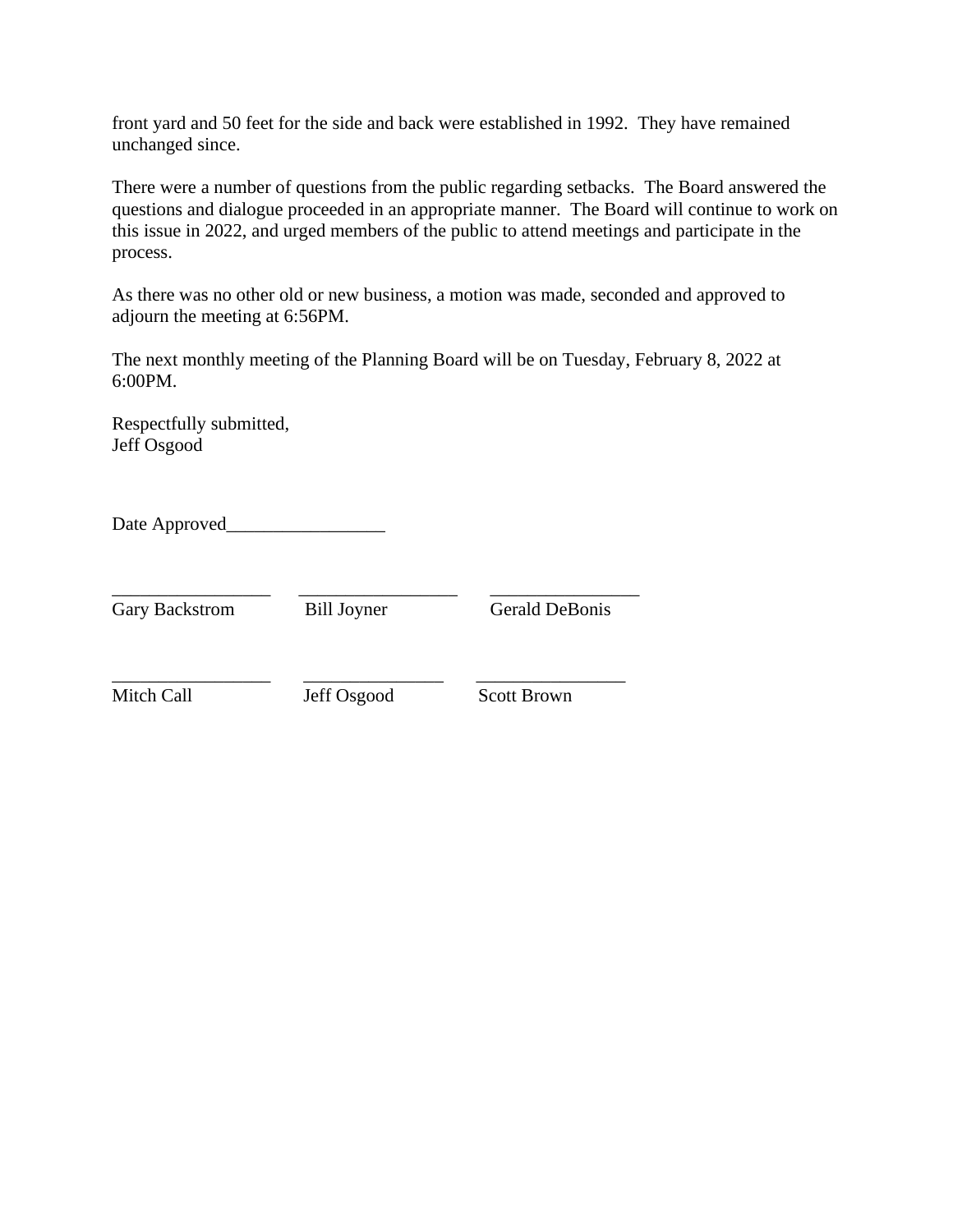front yard and 50 feet for the side and back were established in 1992. They have remained unchanged since.

There were a number of questions from the public regarding setbacks. The Board answered the questions and dialogue proceeded in an appropriate manner. The Board will continue to work on this issue in 2022, and urged members of the public to attend meetings and participate in the process.

As there was no other old or new business, a motion was made, seconded and approved to adjourn the meeting at 6:56PM.

The next monthly meeting of the Planning Board will be on Tuesday, February 8, 2022 at 6:00PM.

Respectfully submitted,
Jeff Osgood

Date Approved_________________

| | | |
|---|---|---|
| _________________ | _________________ | ________________ |
| Gary Backstrom | Bill Joyner | Gerald DeBonis |
| _________________ | _______________ | ________________ |
| Mitch Call | Jeff Osgood | Scott Brown |